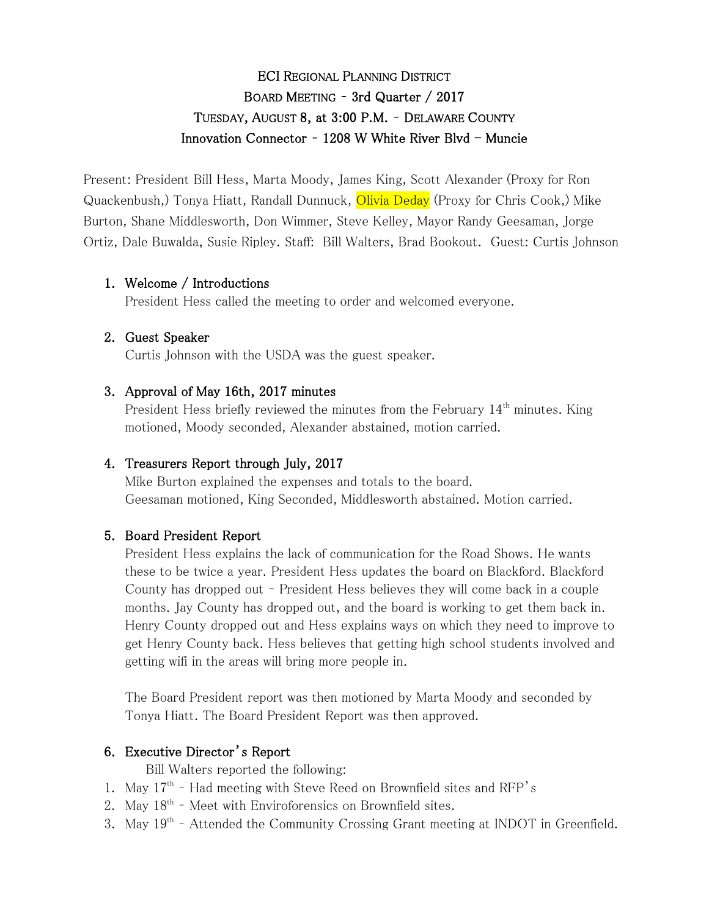# ECI Regional Planning District

## Board Meeting - 3rd Quarter / 2017

## Tuesday, August 8, at 3:00 P.M. - Delaware County

## Innovation Connector - 1208 W White River Blvd – Muncie

Present: President Bill Hess, Marta Moody, James King, Scott Alexander (Proxy for Ron Quackenbush,) Tonya Hiatt, Randall Dunnuck, Olivia Deday (Proxy for Chris Cook,) Mike Burton, Shane Middlesworth, Don Wimmer, Steve Kelley, Mayor Randy Geesaman, Jorge Ortiz, Dale Buwalda, Susie Ripley. Staff: Bill Walters, Brad Bookout. Guest: Curtis Johnson

1. **Welcome / Introductions**
   President Hess called the meeting to order and welcomed everyone.

2. **Guest Speaker**
   Curtis Johnson with the USDA was the guest speaker.

3. **Approval of May 16th, 2017 minutes**
   President Hess briefly reviewed the minutes from the February 14th minutes. King motioned, Moody seconded, Alexander abstained, motion carried.

4. **Treasurers Report through July, 2017**
   Mike Burton explained the expenses and totals to the board.
   Geesaman motioned, King Seconded, Middlesworth abstained. Motion carried.

5. **Board President Report**
   President Hess explains the lack of communication for the Road Shows. He wants these to be twice a year. President Hess updates the board on Blackford. Blackford County has dropped out - President Hess believes they will come back in a couple months. Jay County has dropped out, and the board is working to get them back in. Henry County dropped out and Hess explains ways on which they need to improve to get Henry County back. Hess believes that getting high school students involved and getting wifi in the areas will bring more people in.

   The Board President report was then motioned by Marta Moody and seconded by Tonya Hiatt. The Board President Report was then approved.

6. **Executive Director's Report**
   Bill Walters reported the following:

1. May 17th - Had meeting with Steve Reed on Brownfield sites and RFP's
2. May 18th - Meet with Enviroforensics on Brownfield sites.
3. May 19th - Attended the Community Crossing Grant meeting at INDOT in Greenfield.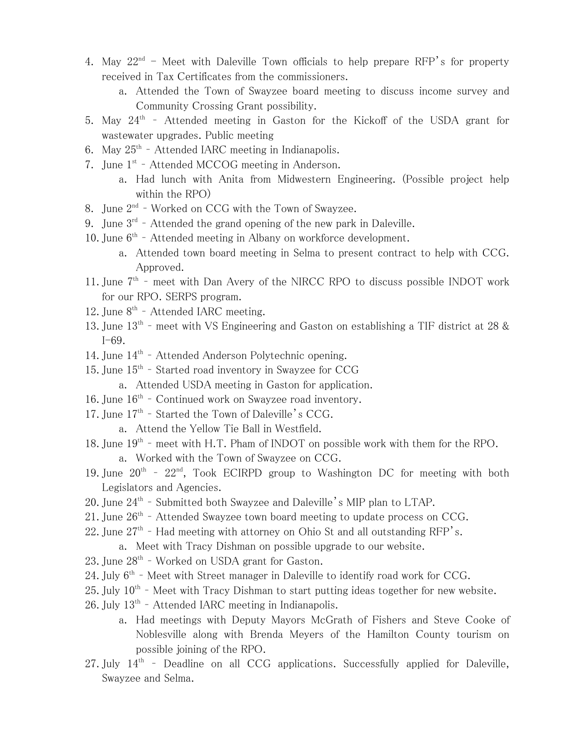4. May 22nd – Meet with Daleville Town officials to help prepare RFP's for property received in Tax Certificates from the commissioners.
    a. Attended the Town of Swayzee board meeting to discuss income survey and Community Crossing Grant possibility.
5. May 24th – Attended meeting in Gaston for the Kickoff of the USDA grant for wastewater upgrades. Public meeting
6. May 25th – Attended IARC meeting in Indianapolis.
7. June 1st – Attended MCCOG meeting in Anderson.
    a. Had lunch with Anita from Midwestern Engineering. (Possible project help within the RPO)
8. June 2nd – Worked on CCG with the Town of Swayzee.
9. June 3rd – Attended the grand opening of the new park in Daleville.
10. June 6th – Attended meeting in Albany on workforce development.
    a. Attended town board meeting in Selma to present contract to help with CCG. Approved.
11. June 7th – meet with Dan Avery of the NIRCC RPO to discuss possible INDOT work for our RPO. SERPS program.
12. June 8th – Attended IARC meeting.
13. June 13th – meet with VS Engineering and Gaston on establishing a TIF district at 28 & I-69.
14. June 14th – Attended Anderson Polytechnic opening.
15. June 15th – Started road inventory in Swayzee for CCG
    a. Attended USDA meeting in Gaston for application.
16. June 16th – Continued work on Swayzee road inventory.
17. June 17th – Started the Town of Daleville's CCG.
    a. Attend the Yellow Tie Ball in Westfield.
18. June 19th – meet with H.T. Pham of INDOT on possible work with them for the RPO.
    a. Worked with the Town of Swayzee on CCG.
19. June 20th – 22nd, Took ECIRPD group to Washington DC for meeting with both Legislators and Agencies.
20. June 24th – Submitted both Swayzee and Daleville's MIP plan to LTAP.
21. June 26th – Attended Swayzee town board meeting to update process on CCG.
22. June 27th – Had meeting with attorney on Ohio St and all outstanding RFP's.
    a. Meet with Tracy Dishman on possible upgrade to our website.
23. June 28th – Worked on USDA grant for Gaston.
24. July 6th – Meet with Street manager in Daleville to identify road work for CCG.
25. July 10th – Meet with Tracy Dishman to start putting ideas together for new website.
26. July 13th – Attended IARC meeting in Indianapolis.
    a. Had meetings with Deputy Mayors McGrath of Fishers and Steve Cooke of Noblesville along with Brenda Meyers of the Hamilton County tourism on possible joining of the RPO.
27. July 14th – Deadline on all CCG applications. Successfully applied for Daleville, Swayzee and Selma.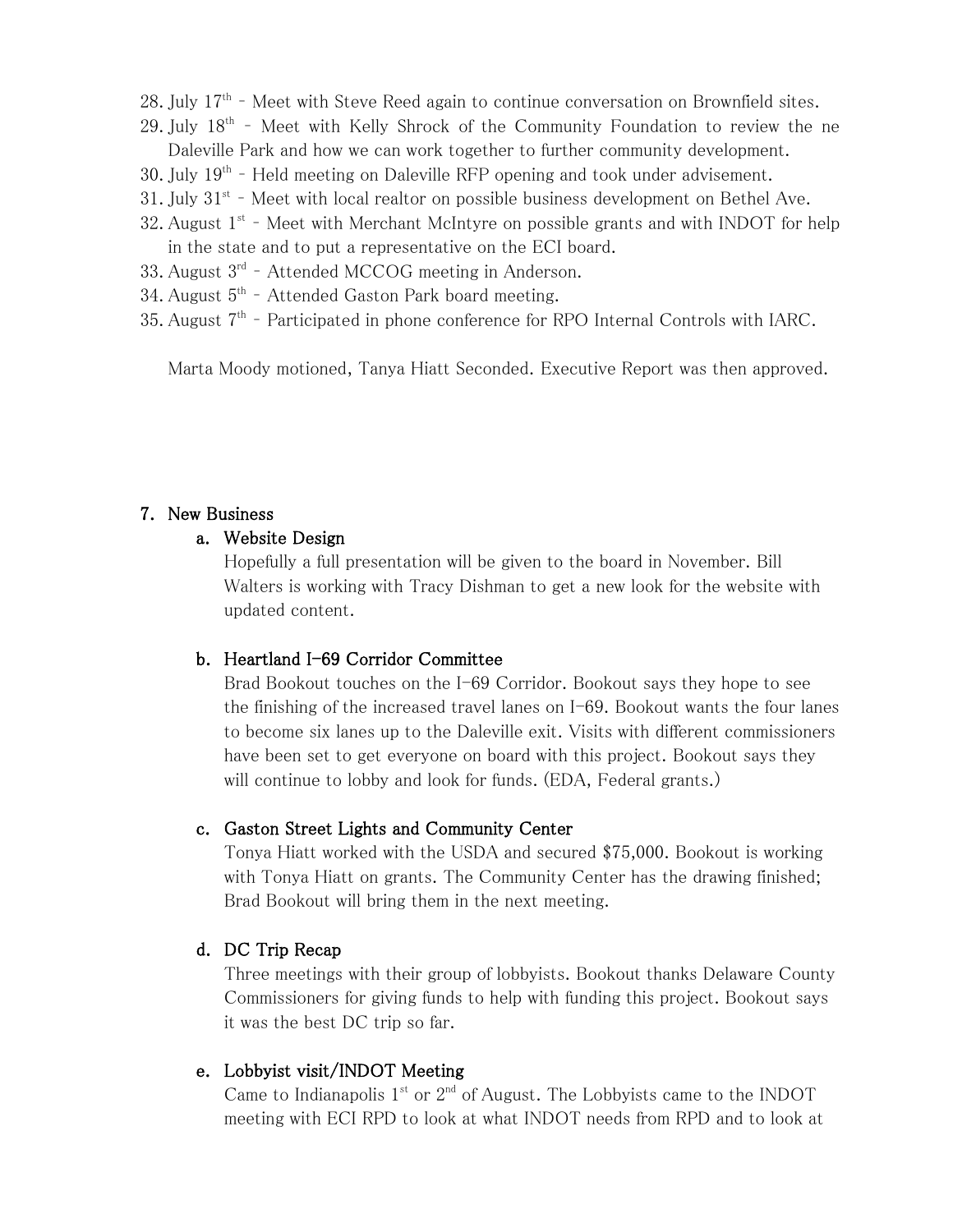28. July 17th – Meet with Steve Reed again to continue conversation on Brownfield sites.
29. July 18th – Meet with Kelly Shrock of the Community Foundation to review the ne Daleville Park and how we can work together to further community development.
30. July 19th – Held meeting on Daleville RFP opening and took under advisement.
31. July 31st – Meet with local realtor on possible business development on Bethel Ave.
32. August 1st – Meet with Merchant McIntyre on possible grants and with INDOT for help in the state and to put a representative on the ECI board.
33. August 3rd – Attended MCCOG meeting in Anderson.
34. August 5th – Attended Gaston Park board meeting.
35. August 7th – Participated in phone conference for RPO Internal Controls with IARC.

Marta Moody motioned, Tanya Hiatt Seconded. Executive Report was then approved.

7. **New Business**
   a. **Website Design**

      Hopefully a full presentation will be given to the board in November. Bill Walters is working with Tracy Dishman to get a new look for the website with updated content.

   b. **Heartland I-69 Corridor Committee**

      Brad Bookout touches on the I-69 Corridor. Bookout says they hope to see the finishing of the increased travel lanes on I-69. Bookout wants the four lanes to become six lanes up to the Daleville exit. Visits with different commissioners have been set to get everyone on board with this project. Bookout says they will continue to lobby and look for funds. (EDA, Federal grants.)

   c. **Gaston Street Lights and Community Center**

      Tonya Hiatt worked with the USDA and secured $75,000. Bookout is working with Tonya Hiatt on grants. The Community Center has the drawing finished; Brad Bookout will bring them in the next meeting.

   d. **DC Trip Recap**

      Three meetings with their group of lobbyists. Bookout thanks Delaware County Commissioners for giving funds to help with funding this project. Bookout says it was the best DC trip so far.

   e. **Lobbyist visit/INDOT Meeting**

      Came to Indianapolis 1st or 2nd of August. The Lobbyists came to the INDOT meeting with ECI RPD to look at what INDOT needs from RPD and to look at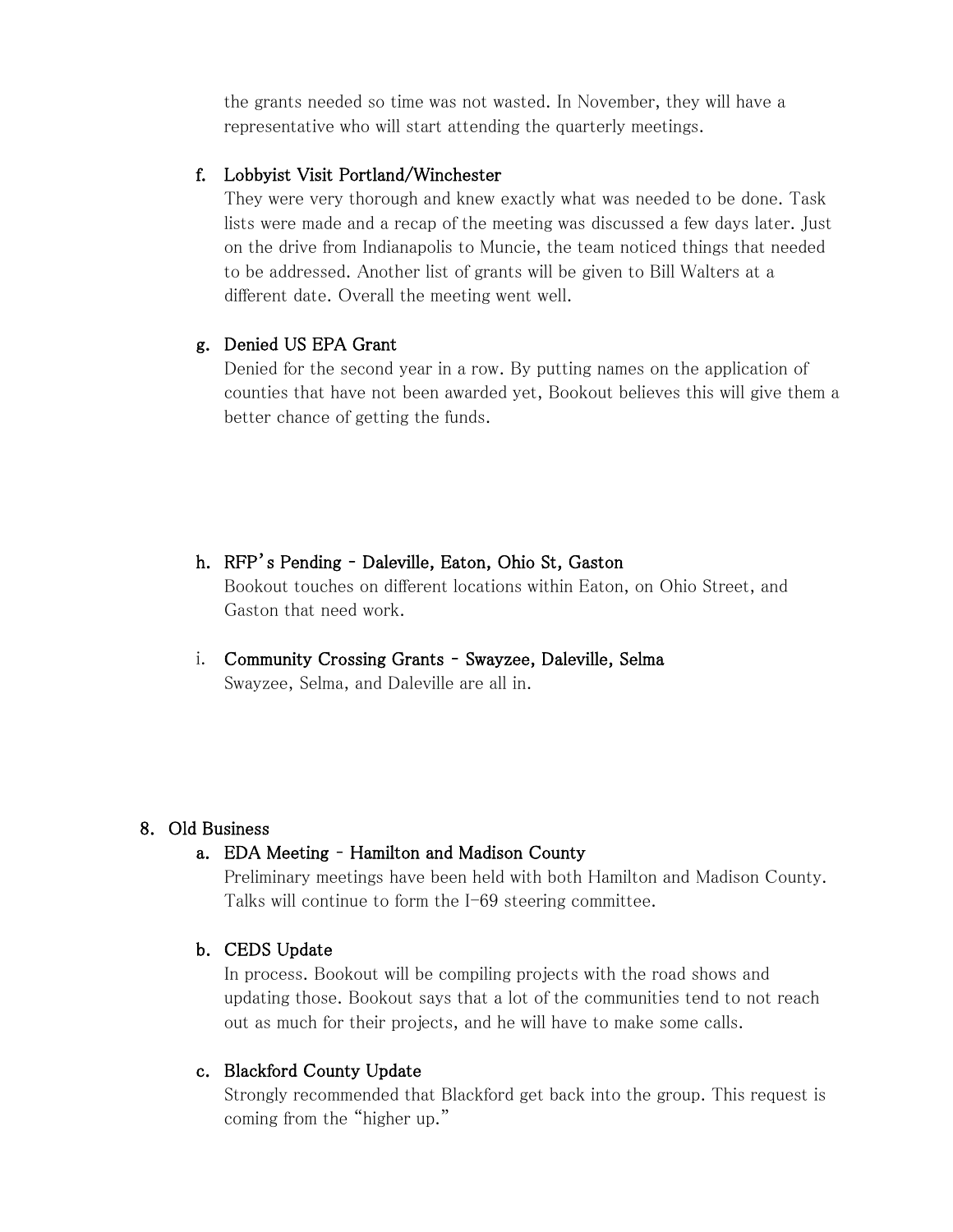the grants needed so time was not wasted. In November, they will have a representative who will start attending the quarterly meetings.

f. **Lobbyist Visit Portland/Winchester**

   They were very thorough and knew exactly what was needed to be done. Task lists were made and a recap of the meeting was discussed a few days later. Just on the drive from Indianapolis to Muncie, the team noticed things that needed to be addressed. Another list of grants will be given to Bill Walters at a different date. Overall the meeting went well.

g. **Denied US EPA Grant**

   Denied for the second year in a row. By putting names on the application of counties that have not been awarded yet, Bookout believes this will give them a better chance of getting the funds.

h. **RFP's Pending - Daleville, Eaton, Ohio St, Gaston**

   Bookout touches on different locations within Eaton, on Ohio Street, and Gaston that need work.

i. **Community Crossing Grants - Swayzee, Daleville, Selma**

   Swayzee, Selma, and Daleville are all in.

8. **Old Business**

   a. **EDA Meeting - Hamilton and Madison County**

      Preliminary meetings have been held with both Hamilton and Madison County. Talks will continue to form the I-69 steering committee.

   b. **CEDS Update**

      In process. Bookout will be compiling projects with the road shows and updating those. Bookout says that a lot of the communities tend to not reach out as much for their projects, and he will have to make some calls.

   c. **Blackford County Update**

      Strongly recommended that Blackford get back into the group. This request is coming from the "higher up."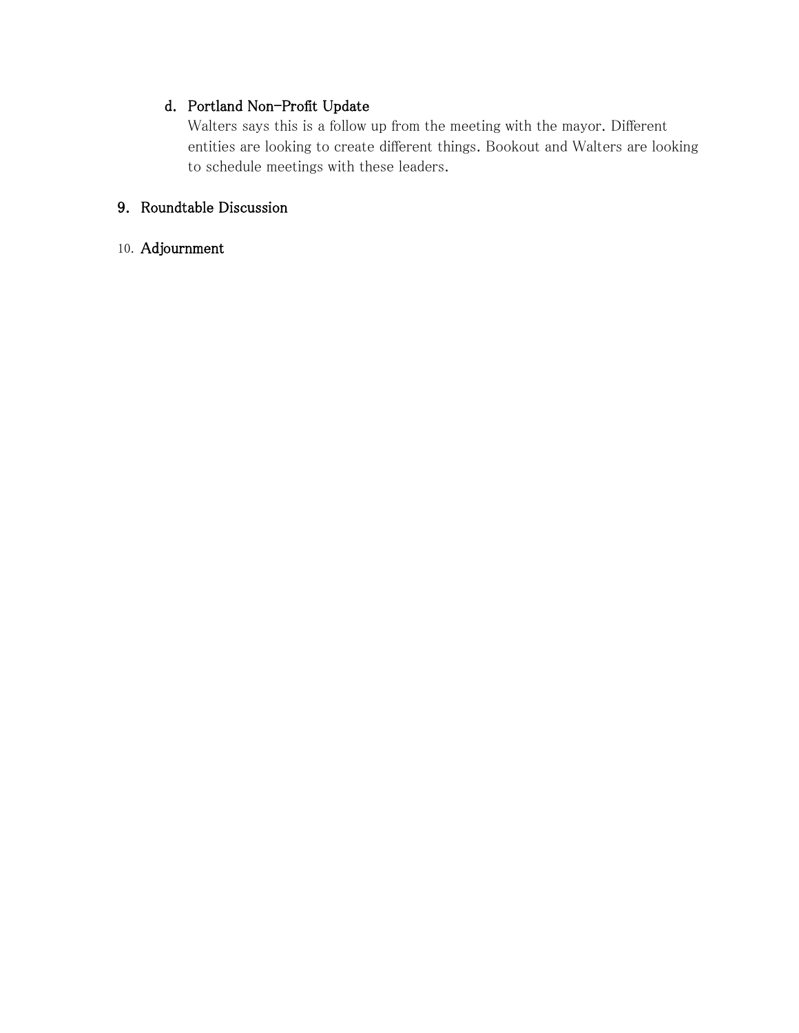d. **Portland Non-Profit Update**

   Walters says this is a follow up from the meeting with the mayor. Different entities are looking to create different things. Bookout and Walters are looking to schedule meetings with these leaders.

9. **Roundtable Discussion**

10. **Adjournment**